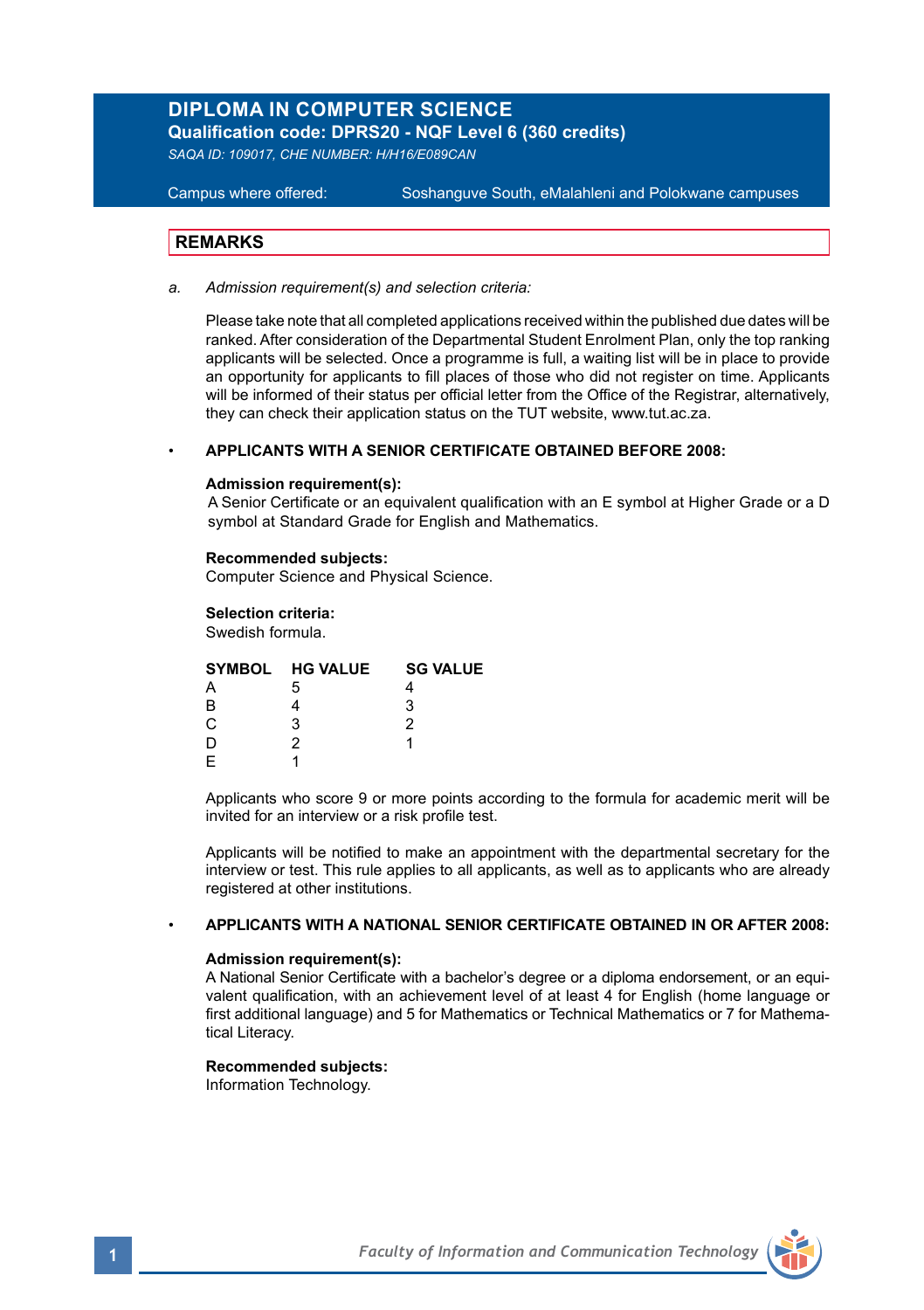# DIPLOMA IN COMPUTER SCIENCE

**Qualification code: DPRS20 - NQF Level 6 (360 credits)**

*SAQA ID: 109017, CHE NUMBER: H/H16/E089CAN*

Campus where offered: Soshanguve South, eMalahleni and Polokwane campuses

## REMARKS

a. *Admission requirement(s) and selection criteria:*

Please take note that all completed applications received within the published due dates will be ranked. After consideration of the Departmental Student Enrolment Plan, only the top ranking applicants will be selected. Once a programme is full, a waiting list will be in place to provide an opportunity for applicants to fill places of those who did not register on time. Applicants will be informed of their status per official letter from the Office of the Registrar, alternatively, they can check their application status on the TUT website, www.tut.ac.za.

- **APPLICANTS WITH A SENIOR CERTIFICATE OBTAINED BEFORE 2008:**

**Admission requirement(s):**
A Senior Certificate or an equivalent qualification with an E symbol at Higher Grade or a D symbol at Standard Grade for English and Mathematics.

**Recommended subjects:**
Computer Science and Physical Science.

**Selection criteria:**
Swedish formula.

| SYMBOL | HG VALUE | SG VALUE |
|---|---|---|
| A | 5 | 4 |
| B | 4 | 3 |
| C | 3 | 2 |
| D | 2 | 1 |
| E | 1 | |

Applicants who score 9 or more points according to the formula for academic merit will be invited for an interview or a risk profile test.

Applicants will be notified to make an appointment with the departmental secretary for the interview or test. This rule applies to all applicants, as well as to applicants who are already registered at other institutions.

- **APPLICANTS WITH A NATIONAL SENIOR CERTIFICATE OBTAINED IN OR AFTER 2008:**

**Admission requirement(s):**
A National Senior Certificate with a bachelor's degree or a diploma endorsement, or an equivalent qualification, with an achievement level of at least 4 for English (home language or first additional language) and 5 for Mathematics or Technical Mathematics or 7 for Mathematical Literacy.

**Recommended subjects:**
Information Technology.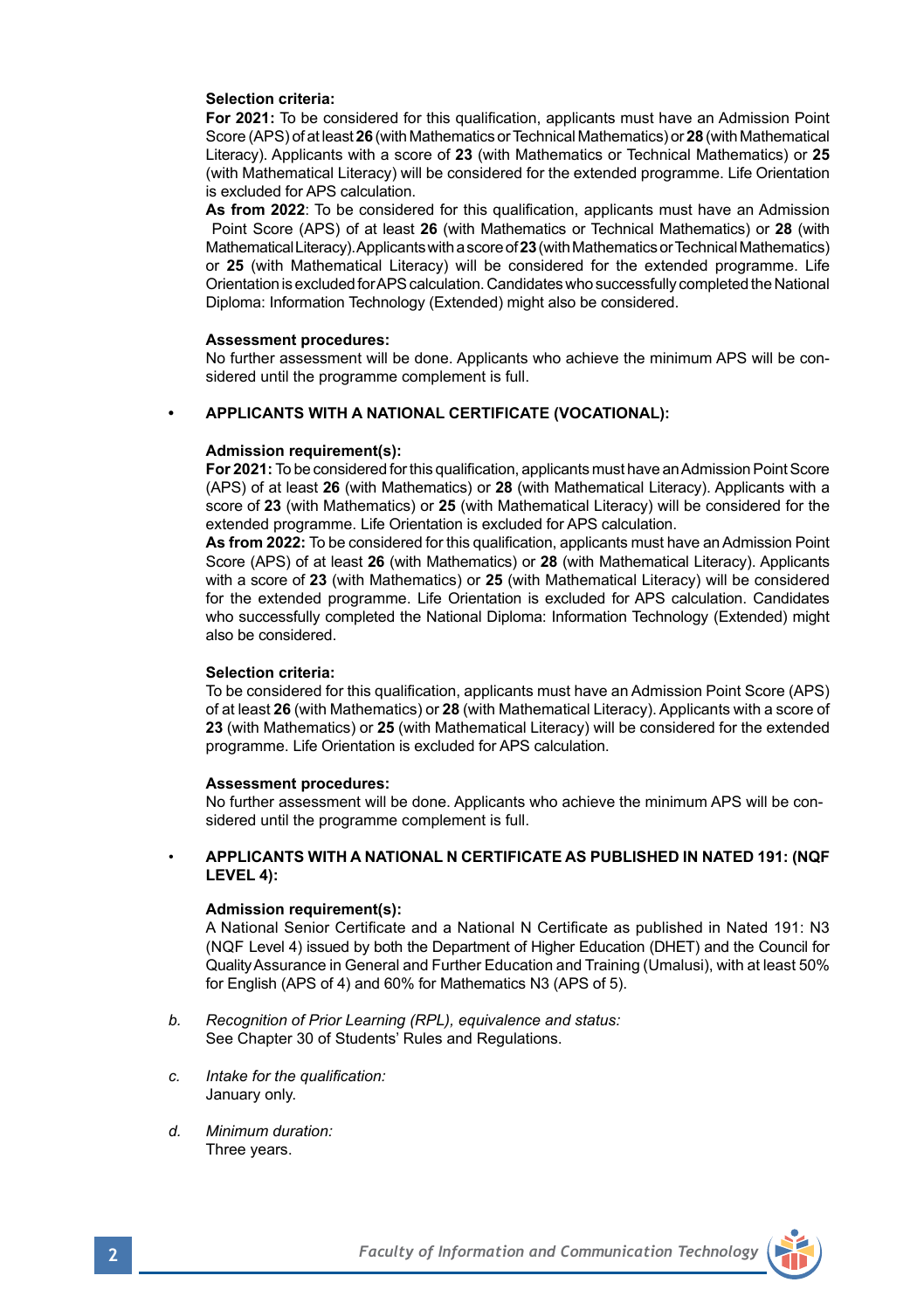**Selection criteria:**

**For 2021:** To be considered for this qualification, applicants must have an Admission Point Score (APS) of at least **26** (with Mathematics or Technical Mathematics) or **28** (with Mathematical Literacy). Applicants with a score of **23** (with Mathematics or Technical Mathematics) or **25** (with Mathematical Literacy) will be considered for the extended programme. Life Orientation is excluded for APS calculation.

**As from 2022**: To be considered for this qualification, applicants must have an Admission Point Score (APS) of at least **26** (with Mathematics or Technical Mathematics) or **28** (with Mathematical Literacy). Applicants with a score of **23** (with Mathematics or Technical Mathematics) or **25** (with Mathematical Literacy) will be considered for the extended programme. Life Orientation is excluded for APS calculation. Candidates who successfully completed the National Diploma: Information Technology (Extended) might also be considered.

**Assessment procedures:**

No further assessment will be done. Applicants who achieve the minimum APS will be considered until the programme complement is full.

- **APPLICANTS WITH A NATIONAL CERTIFICATE (VOCATIONAL):**

**Admission requirement(s):**

**For 2021:** To be considered for this qualification, applicants must have an Admission Point Score (APS) of at least **26** (with Mathematics) or **28** (with Mathematical Literacy). Applicants with a score of **23** (with Mathematics) or **25** (with Mathematical Literacy) will be considered for the extended programme. Life Orientation is excluded for APS calculation.

**As from 2022:** To be considered for this qualification, applicants must have an Admission Point Score (APS) of at least **26** (with Mathematics) or **28** (with Mathematical Literacy). Applicants with a score of **23** (with Mathematics) or **25** (with Mathematical Literacy) will be considered for the extended programme. Life Orientation is excluded for APS calculation. Candidates who successfully completed the National Diploma: Information Technology (Extended) might also be considered.

**Selection criteria:**

To be considered for this qualification, applicants must have an Admission Point Score (APS) of at least **26** (with Mathematics) or **28** (with Mathematical Literacy). Applicants with a score of **23** (with Mathematics) or **25** (with Mathematical Literacy) will be considered for the extended programme. Life Orientation is excluded for APS calculation.

**Assessment procedures:**

No further assessment will be done. Applicants who achieve the minimum APS will be considered until the programme complement is full.

- **APPLICANTS WITH A NATIONAL N CERTIFICATE AS PUBLISHED IN NATED 191: (NQF LEVEL 4):**

**Admission requirement(s):**

A National Senior Certificate and a National N Certificate as published in Nated 191: N3 (NQF Level 4) issued by both the Department of Higher Education (DHET) and the Council for Quality Assurance in General and Further Education and Training (Umalusi), with at least 50% for English (APS of 4) and 60% for Mathematics N3 (APS of 5).

*b. Recognition of Prior Learning (RPL), equivalence and status:*
See Chapter 30 of Students' Rules and Regulations.

*c. Intake for the qualification:*
January only.

*d. Minimum duration:*
Three years.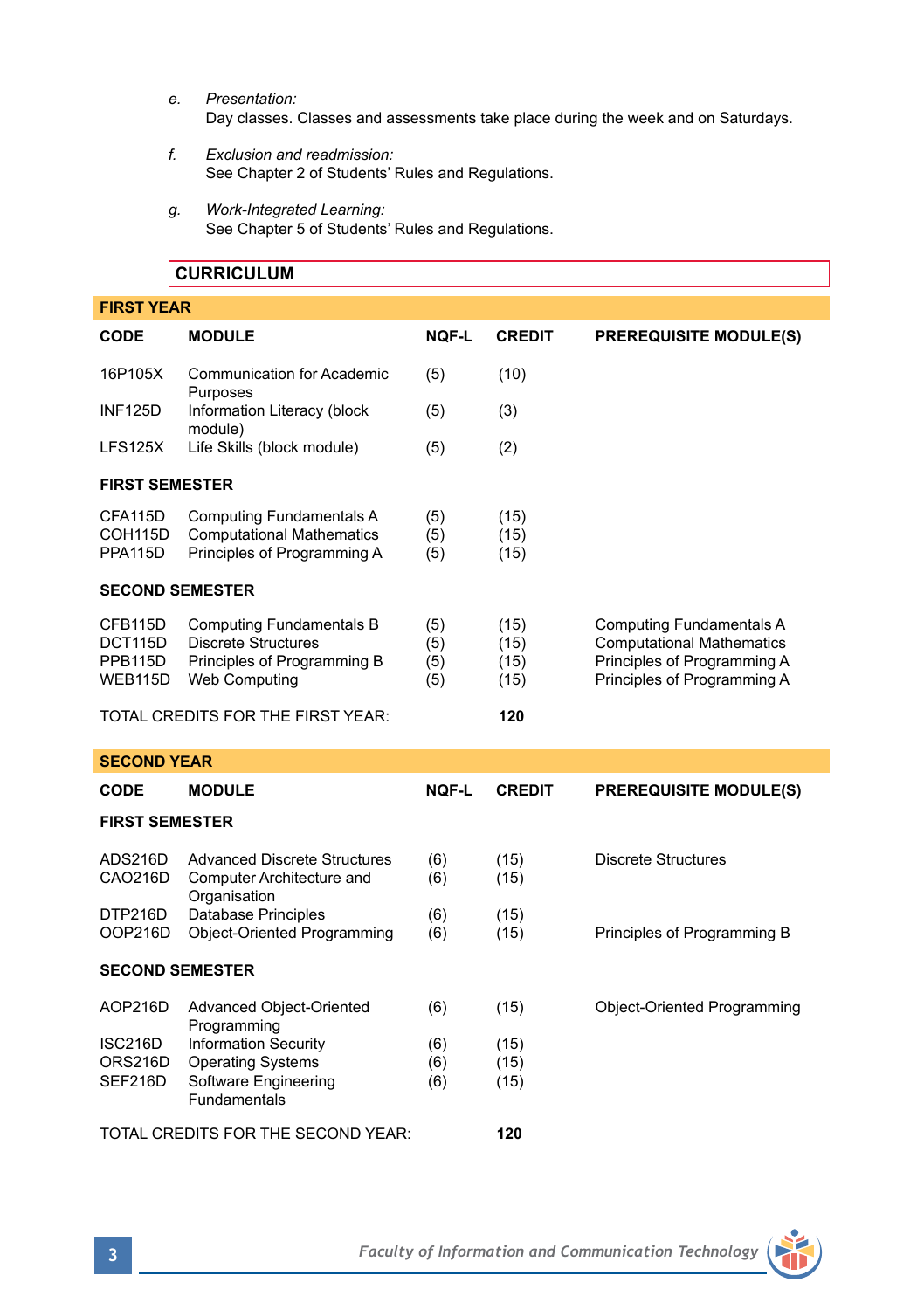*e. Presentation:*
Day classes. Classes and assessments take place during the week and on Saturdays.

*f. Exclusion and readmission:*
See Chapter 2 of Students' Rules and Regulations.

*g. Work-Integrated Learning:*
See Chapter 5 of Students' Rules and Regulations.

## CURRICULUM

### FIRST YEAR

| CODE | MODULE | NQF-L | CREDIT | PREREQUISITE MODULE(S) |
|---|---|---|---|---|
| 16P105X | Communication for Academic Purposes | (5) | (10) | |
| INF125D | Information Literacy (block module) | (5) | (3) | |
| LFS125X | Life Skills (block module) | (5) | (2) | |
| **FIRST SEMESTER** | | | | |
| CFA115D | Computing Fundamentals A | (5) | (15) | |
| COH115D | Computational Mathematics | (5) | (15) | |
| PPA115D | Principles of Programming A | (5) | (15) | |
| **SECOND SEMESTER** | | | | |
| CFB115D | Computing Fundamentals B | (5) | (15) | Computing Fundamentals A |
| DCT115D | Discrete Structures | (5) | (15) | Computational Mathematics |
| PPB115D | Principles of Programming B | (5) | (15) | Principles of Programming A |
| WEB115D | Web Computing | (5) | (15) | Principles of Programming A |
| TOTAL CREDITS FOR THE FIRST YEAR: | | | **120** | |

### SECOND YEAR

| CODE | MODULE | NQF-L | CREDIT | PREREQUISITE MODULE(S) |
|---|---|---|---|---|
| **FIRST SEMESTER** | | | | |
| ADS216D | Advanced Discrete Structures | (6) | (15) | Discrete Structures |
| CAO216D | Computer Architecture and Organisation | (6) | (15) | |
| DTP216D | Database Principles | (6) | (15) | |
| OOP216D | Object-Oriented Programming | (6) | (15) | Principles of Programming B |
| **SECOND SEMESTER** | | | | |
| AOP216D | Advanced Object-Oriented Programming | (6) | (15) | Object-Oriented Programming |
| ISC216D | Information Security | (6) | (15) | |
| ORS216D | Operating Systems | (6) | (15) | |
| SEF216D | Software Engineering Fundamentals | (6) | (15) | |
| TOTAL CREDITS FOR THE SECOND YEAR: | | | **120** | |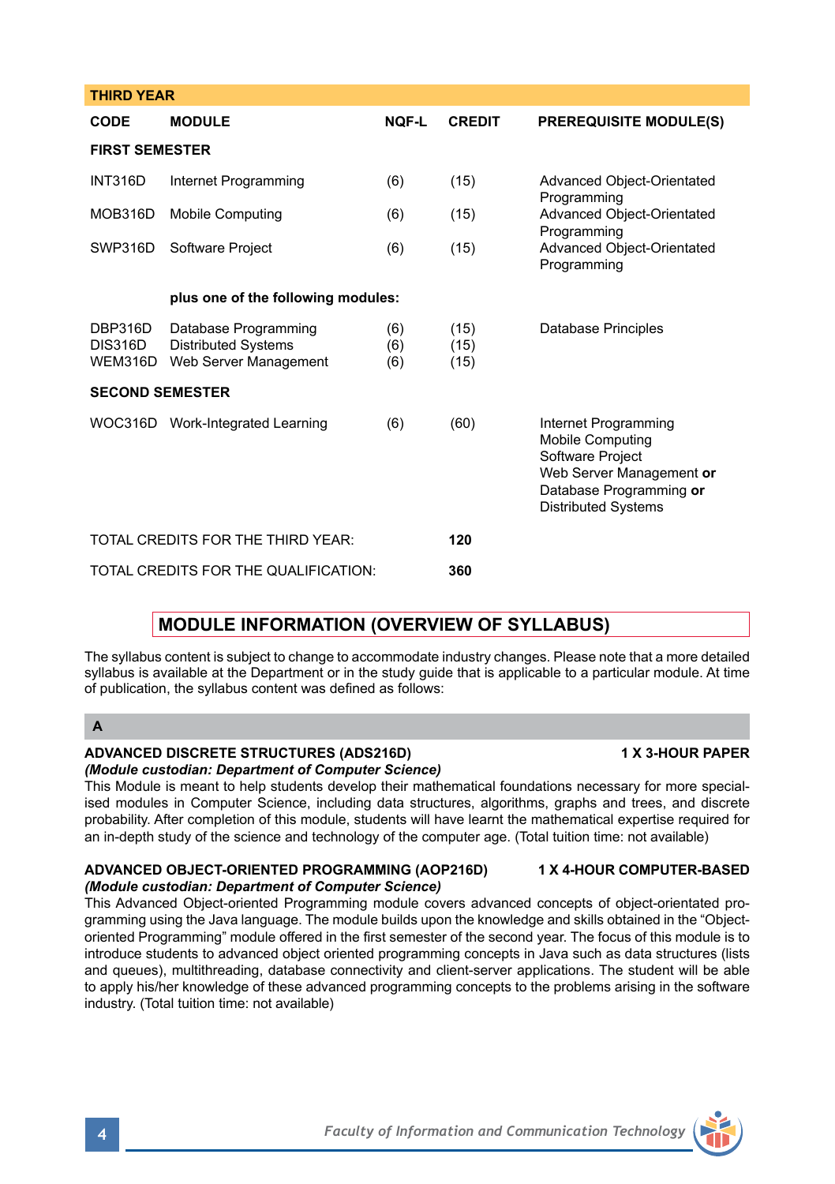| THIRD YEAR | | | | |
|---|---|---|---|---|
| **CODE** | **MODULE** | **NQF-L** | **CREDIT** | **PREREQUISITE MODULE(S)** |
| **FIRST SEMESTER** | | | | |
| INT316D | Internet Programming | (6) | (15) | Advanced Object-Orientated Programming |
| MOB316D | Mobile Computing | (6) | (15) | Advanced Object-Orientated Programming |
| SWP316D | Software Project | (6) | (15) | Advanced Object-Orientated Programming |
| | **plus one of the following modules:** | | | |
| DBP316D | Database Programming | (6) | (15) | Database Principles |
| DIS316D | Distributed Systems | (6) | (15) | |
| WEM316D | Web Server Management | (6) | (15) | |
| **SECOND SEMESTER** | | | | |
| WOC316D | Work-Integrated Learning | (6) | (60) | Internet Programming<br>Mobile Computing<br>Software Project<br>Web Server Management **or**<br>Database Programming **or**<br>Distributed Systems |
| TOTAL CREDITS FOR THE THIRD YEAR: | | | **120** | |
| TOTAL CREDITS FOR THE QUALIFICATION: | | | **360** | |

## MODULE INFORMATION (OVERVIEW OF SYLLABUS)

The syllabus content is subject to change to accommodate industry changes. Please note that a more detailed syllabus is available at the Department or in the study guide that is applicable to a particular module. At time of publication, the syllabus content was defined as follows:

### A

**ADVANCED DISCRETE STRUCTURES (ADS216D) — 1 X 3-HOUR PAPER**
*(Module custodian: Department of Computer Science)*
This Module is meant to help students develop their mathematical foundations necessary for more specialised modules in Computer Science, including data structures, algorithms, graphs and trees, and discrete probability. After completion of this module, students will have learnt the mathematical expertise required for an in-depth study of the science and technology of the computer age. (Total tuition time: not available)

**ADVANCED OBJECT-ORIENTED PROGRAMMING (AOP216D) — 1 X 4-HOUR COMPUTER-BASED**
*(Module custodian: Department of Computer Science)*
This Advanced Object-oriented Programming module covers advanced concepts of object-orientated programming using the Java language. The module builds upon the knowledge and skills obtained in the "Object-oriented Programming" module offered in the first semester of the second year. The focus of this module is to introduce students to advanced object oriented programming concepts in Java such as data structures (lists and queues), multithreading, database connectivity and client-server applications. The student will be able to apply his/her knowledge of these advanced programming concepts to the problems arising in the software industry. (Total tuition time: not available)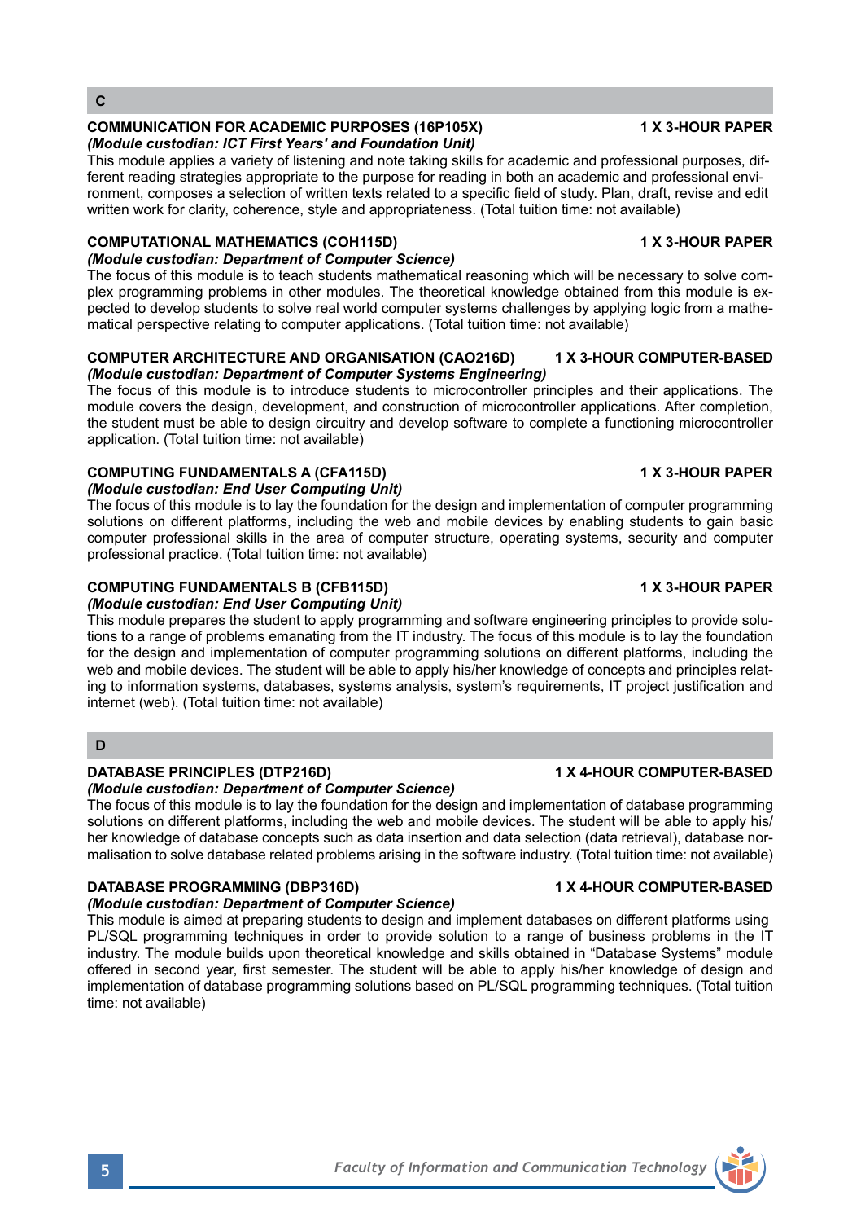## C

**COMMUNICATION FOR ACADEMIC PURPOSES (16P105X)** **1 X 3-HOUR PAPER**

***(Module custodian: ICT First Years' and Foundation Unit)***

This module applies a variety of listening and note taking skills for academic and professional purposes, different reading strategies appropriate to the purpose for reading in both an academic and professional environment, composes a selection of written texts related to a specific field of study. Plan, draft, revise and edit written work for clarity, coherence, style and appropriateness. (Total tuition time: not available)

**COMPUTATIONAL MATHEMATICS (COH115D)** **1 X 3-HOUR PAPER**

***(Module custodian: Department of Computer Science)***

The focus of this module is to teach students mathematical reasoning which will be necessary to solve complex programming problems in other modules. The theoretical knowledge obtained from this module is expected to develop students to solve real world computer systems challenges by applying logic from a mathematical perspective relating to computer applications. (Total tuition time: not available)

**COMPUTER ARCHITECTURE AND ORGANISATION (CAO216D)** **1 X 3-HOUR COMPUTER-BASED**

***(Module custodian: Department of Computer Systems Engineering)***

The focus of this module is to introduce students to microcontroller principles and their applications. The module covers the design, development, and construction of microcontroller applications. After completion, the student must be able to design circuitry and develop software to complete a functioning microcontroller application. (Total tuition time: not available)

**COMPUTING FUNDAMENTALS A (CFA115D)** **1 X 3-HOUR PAPER**

***(Module custodian: End User Computing Unit)***

The focus of this module is to lay the foundation for the design and implementation of computer programming solutions on different platforms, including the web and mobile devices by enabling students to gain basic computer professional skills in the area of computer structure, operating systems, security and computer professional practice. (Total tuition time: not available)

**COMPUTING FUNDAMENTALS B (CFB115D)** **1 X 3-HOUR PAPER**

***(Module custodian: End User Computing Unit)***

This module prepares the student to apply programming and software engineering principles to provide solutions to a range of problems emanating from the IT industry. The focus of this module is to lay the foundation for the design and implementation of computer programming solutions on different platforms, including the web and mobile devices. The student will be able to apply his/her knowledge of concepts and principles relating to information systems, databases, systems analysis, system's requirements, IT project justification and internet (web). (Total tuition time: not available)

## D

**DATABASE PRINCIPLES (DTP216D)** **1 X 4-HOUR COMPUTER-BASED**

***(Module custodian: Department of Computer Science)***

The focus of this module is to lay the foundation for the design and implementation of database programming solutions on different platforms, including the web and mobile devices. The student will be able to apply his/her knowledge of database concepts such as data insertion and data selection (data retrieval), database normalisation to solve database related problems arising in the software industry. (Total tuition time: not available)

**DATABASE PROGRAMMING (DBP316D)** **1 X 4-HOUR COMPUTER-BASED**

***(Module custodian: Department of Computer Science)***

This module is aimed at preparing students to design and implement databases on different platforms using PL/SQL programming techniques in order to provide solution to a range of business problems in the IT industry. The module builds upon theoretical knowledge and skills obtained in "Database Systems" module offered in second year, first semester. The student will be able to apply his/her knowledge of design and implementation of database programming solutions based on PL/SQL programming techniques. (Total tuition time: not available)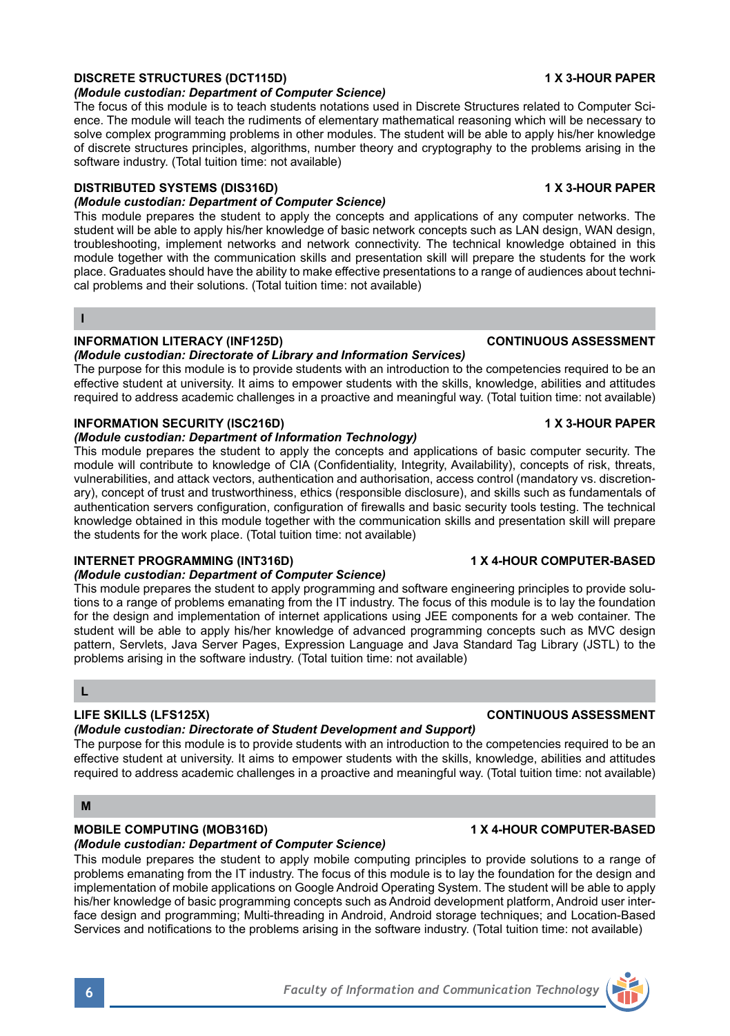### DISCRETE STRUCTURES (DCT115D) — 1 X 3-HOUR PAPER

*(Module custodian: Department of Computer Science)*

The focus of this module is to teach students notations used in Discrete Structures related to Computer Science. The module will teach the rudiments of elementary mathematical reasoning which will be necessary to solve complex programming problems in other modules. The student will be able to apply his/her knowledge of discrete structures principles, algorithms, number theory and cryptography to the problems arising in the software industry. (Total tuition time: not available)

### DISTRIBUTED SYSTEMS (DIS316D) — 1 X 3-HOUR PAPER

*(Module custodian: Department of Computer Science)*

This module prepares the student to apply the concepts and applications of any computer networks. The student will be able to apply his/her knowledge of basic network concepts such as LAN design, WAN design, troubleshooting, implement networks and network connectivity. The technical knowledge obtained in this module together with the communication skills and presentation skill will prepare the students for the work place. Graduates should have the ability to make effective presentations to a range of audiences about technical problems and their solutions. (Total tuition time: not available)

## I

### INFORMATION LITERACY (INF125D) — CONTINUOUS ASSESSMENT

*(Module custodian: Directorate of Library and Information Services)*

The purpose for this module is to provide students with an introduction to the competencies required to be an effective student at university. It aims to empower students with the skills, knowledge, abilities and attitudes required to address academic challenges in a proactive and meaningful way. (Total tuition time: not available)

### INFORMATION SECURITY (ISC216D) — 1 X 3-HOUR PAPER

*(Module custodian: Department of Information Technology)*

This module prepares the student to apply the concepts and applications of basic computer security. The module will contribute to knowledge of CIA (Confidentiality, Integrity, Availability), concepts of risk, threats, vulnerabilities, and attack vectors, authentication and authorisation, access control (mandatory vs. discretionary), concept of trust and trustworthiness, ethics (responsible disclosure), and skills such as fundamentals of authentication servers configuration, configuration of firewalls and basic security tools testing. The technical knowledge obtained in this module together with the communication skills and presentation skill will prepare the students for the work place. (Total tuition time: not available)

### INTERNET PROGRAMMING (INT316D) — 1 X 4-HOUR COMPUTER-BASED

*(Module custodian: Department of Computer Science)*

This module prepares the student to apply programming and software engineering principles to provide solutions to a range of problems emanating from the IT industry. The focus of this module is to lay the foundation for the design and implementation of internet applications using JEE components for a web container. The student will be able to apply his/her knowledge of advanced programming concepts such as MVC design pattern, Servlets, Java Server Pages, Expression Language and Java Standard Tag Library (JSTL) to the problems arising in the software industry. (Total tuition time: not available)

## L

### LIFE SKILLS (LFS125X) — CONTINUOUS ASSESSMENT

*(Module custodian: Directorate of Student Development and Support)*

The purpose for this module is to provide students with an introduction to the competencies required to be an effective student at university. It aims to empower students with the skills, knowledge, abilities and attitudes required to address academic challenges in a proactive and meaningful way. (Total tuition time: not available)

## M

### MOBILE COMPUTING (MOB316D) — 1 X 4-HOUR COMPUTER-BASED

*(Module custodian: Department of Computer Science)*

This module prepares the student to apply mobile computing principles to provide solutions to a range of problems emanating from the IT industry. The focus of this module is to lay the foundation for the design and implementation of mobile applications on Google Android Operating System. The student will be able to apply his/her knowledge of basic programming concepts such as Android development platform, Android user interface design and programming; Multi-threading in Android, Android storage techniques; and Location-Based Services and notifications to the problems arising in the software industry. (Total tuition time: not available)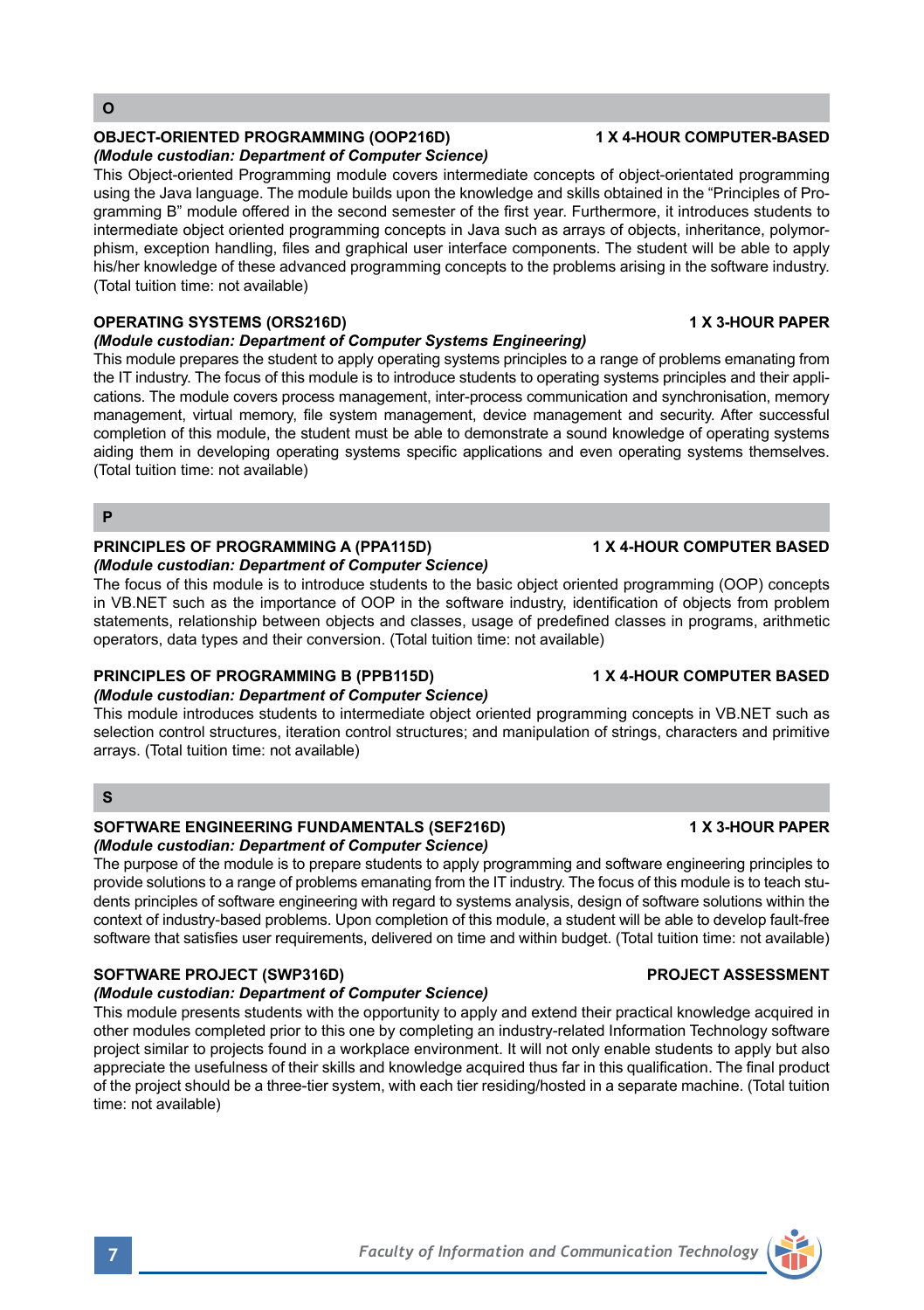## O

### OBJECT-ORIENTED PROGRAMMING (OOP216D) — 1 X 4-HOUR COMPUTER-BASED

*(Module custodian: Department of Computer Science)*

This Object-oriented Programming module covers intermediate concepts of object-orientated programming using the Java language. The module builds upon the knowledge and skills obtained in the "Principles of Programming B" module offered in the second semester of the first year. Furthermore, it introduces students to intermediate object oriented programming concepts in Java such as arrays of objects, inheritance, polymorphism, exception handling, files and graphical user interface components. The student will be able to apply his/her knowledge of these advanced programming concepts to the problems arising in the software industry. (Total tuition time: not available)

### OPERATING SYSTEMS (ORS216D) — 1 X 3-HOUR PAPER

*(Module custodian: Department of Computer Systems Engineering)*

This module prepares the student to apply operating systems principles to a range of problems emanating from the IT industry. The focus of this module is to introduce students to operating systems principles and their applications. The module covers process management, inter-process communication and synchronisation, memory management, virtual memory, file system management, device management and security. After successful completion of this module, the student must be able to demonstrate a sound knowledge of operating systems aiding them in developing operating systems specific applications and even operating systems themselves. (Total tuition time: not available)

## P

### PRINCIPLES OF PROGRAMMING A (PPA115D) — 1 X 4-HOUR COMPUTER BASED

*(Module custodian: Department of Computer Science)*

The focus of this module is to introduce students to the basic object oriented programming (OOP) concepts in VB.NET such as the importance of OOP in the software industry, identification of objects from problem statements, relationship between objects and classes, usage of predefined classes in programs, arithmetic operators, data types and their conversion. (Total tuition time: not available)

### PRINCIPLES OF PROGRAMMING B (PPB115D) — 1 X 4-HOUR COMPUTER BASED

*(Module custodian: Department of Computer Science)*

This module introduces students to intermediate object oriented programming concepts in VB.NET such as selection control structures, iteration control structures; and manipulation of strings, characters and primitive arrays. (Total tuition time: not available)

## S

### SOFTWARE ENGINEERING FUNDAMENTALS (SEF216D) — 1 X 3-HOUR PAPER

*(Module custodian: Department of Computer Science)*

The purpose of the module is to prepare students to apply programming and software engineering principles to provide solutions to a range of problems emanating from the IT industry. The focus of this module is to teach students principles of software engineering with regard to systems analysis, design of software solutions within the context of industry-based problems. Upon completion of this module, a student will be able to develop fault-free software that satisfies user requirements, delivered on time and within budget. (Total tuition time: not available)

### SOFTWARE PROJECT (SWP316D) — PROJECT ASSESSMENT

*(Module custodian: Department of Computer Science)*

This module presents students with the opportunity to apply and extend their practical knowledge acquired in other modules completed prior to this one by completing an industry-related Information Technology software project similar to projects found in a workplace environment. It will not only enable students to apply but also appreciate the usefulness of their skills and knowledge acquired thus far in this qualification. The final product of the project should be a three-tier system, with each tier residing/hosted in a separate machine. (Total tuition time: not available)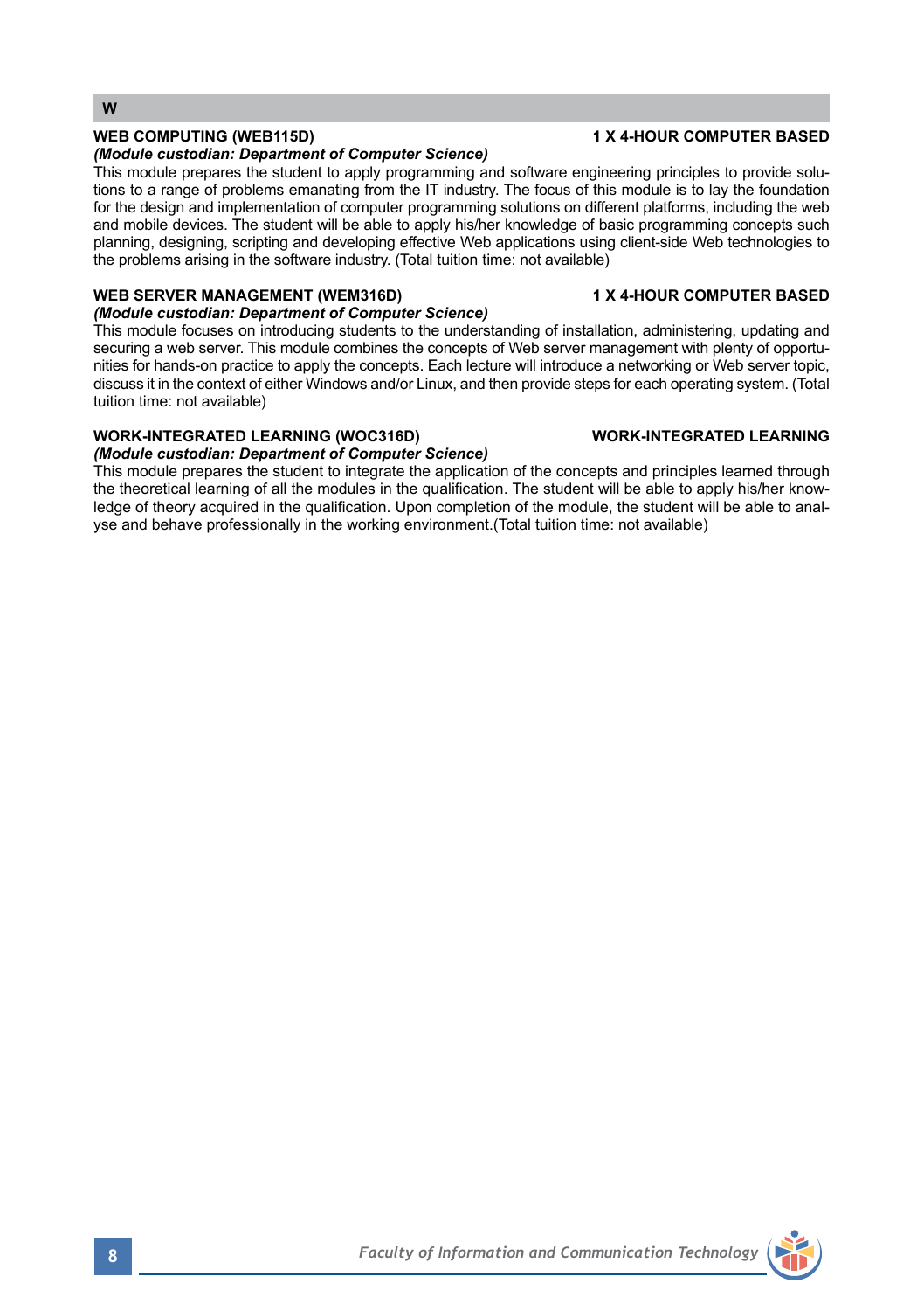## W

**WEB COMPUTING (WEB115D)** **1 X 4-HOUR COMPUTER BASED**

***(Module custodian: Department of Computer Science)***

This module prepares the student to apply programming and software engineering principles to provide solutions to a range of problems emanating from the IT industry. The focus of this module is to lay the foundation for the design and implementation of computer programming solutions on different platforms, including the web and mobile devices. The student will be able to apply his/her knowledge of basic programming concepts such planning, designing, scripting and developing effective Web applications using client-side Web technologies to the problems arising in the software industry. (Total tuition time: not available)

**WEB SERVER MANAGEMENT (WEM316D)** **1 X 4-HOUR COMPUTER BASED**

***(Module custodian: Department of Computer Science)***

This module focuses on introducing students to the understanding of installation, administering, updating and securing a web server. This module combines the concepts of Web server management with plenty of opportunities for hands-on practice to apply the concepts. Each lecture will introduce a networking or Web server topic, discuss it in the context of either Windows and/or Linux, and then provide steps for each operating system. (Total tuition time: not available)

**WORK-INTEGRATED LEARNING (WOC316D)** **WORK-INTEGRATED LEARNING**

***(Module custodian: Department of Computer Science)***

This module prepares the student to integrate the application of the concepts and principles learned through the theoretical learning of all the modules in the qualification. The student will be able to apply his/her knowledge of theory acquired in the qualification. Upon completion of the module, the student will be able to analyse and behave professionally in the working environment.(Total tuition time: not available)